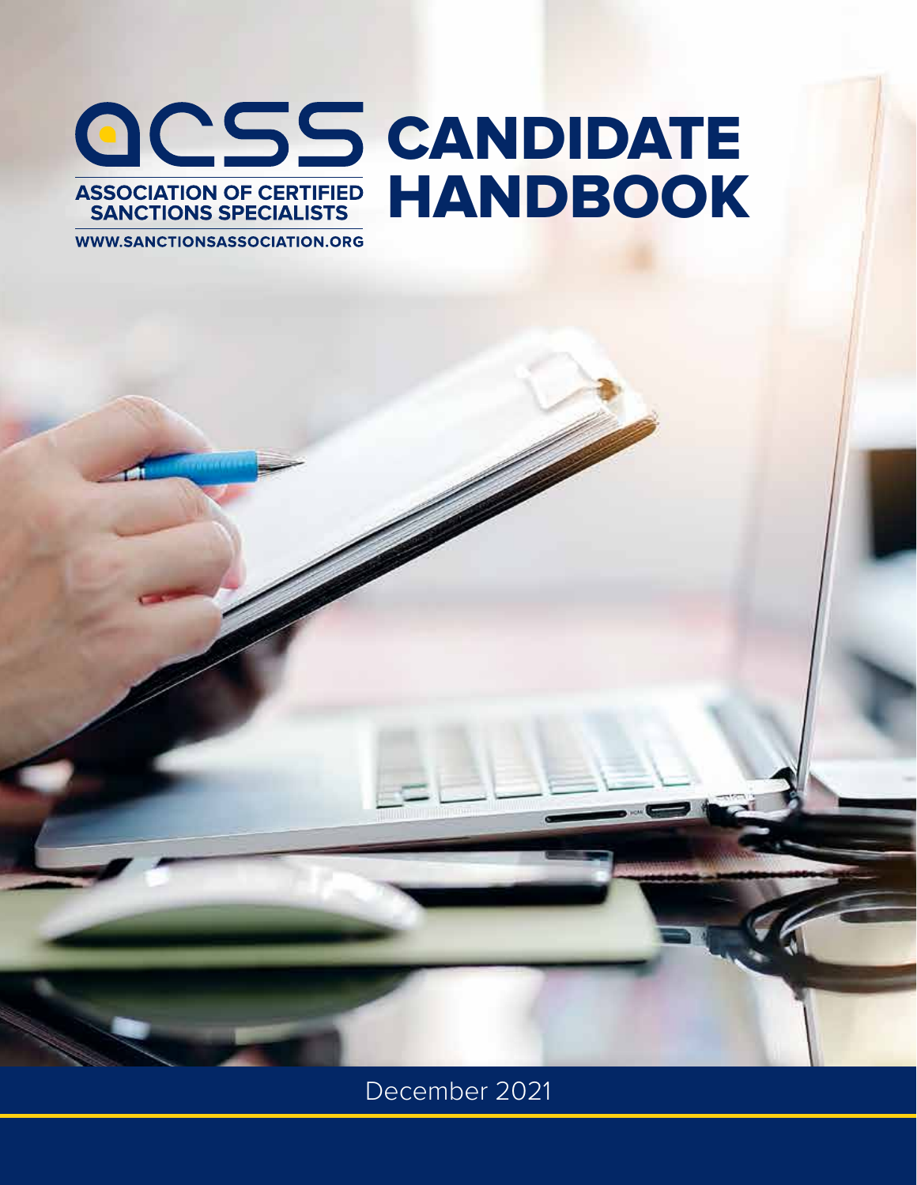# ACSS CANDIDATE HANDBOOK

ASSOCIATION OF CERTIFIED SANCTIONS SPECIALISTS

WWW.SANCTIONSASSOCIATION.ORG

December 2021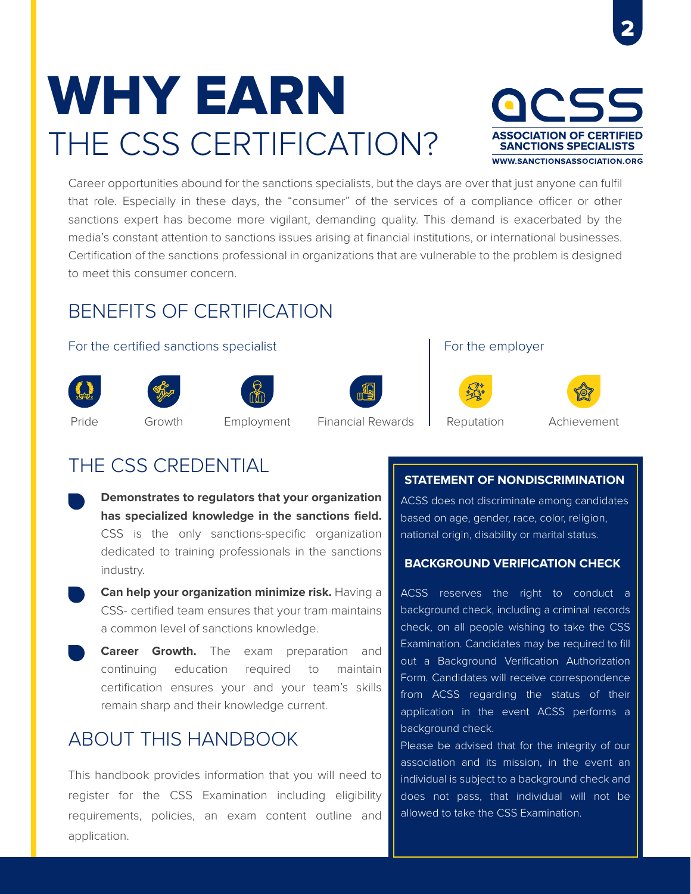# WHY EARN THE CSS CERTIFICATION?

ACSS
ASSOCIATION OF CERTIFIED SANCTIONS SPECIALISTS
WWW.SANCTIONSASSOCIATION.ORG

Career opportunities abound for the sanctions specialists, but the days are over that just anyone can fulfil that role. Especially in these days, the "consumer" of the services of a compliance officer or other sanctions expert has become more vigilant, demanding quality. This demand is exacerbated by the media's constant attention to sanctions issues arising at financial institutions, or international businesses. Certification of the sanctions professional in organizations that are vulnerable to the problem is designed to meet this consumer concern.

## BENEFITS OF CERTIFICATION

For the certified sanctions specialist

- Pride
- Growth
- Employment
- Financial Rewards

For the employer

- Reputation
- Achievement

## THE CSS CREDENTIAL

- **Demonstrates to regulators that your organization has specialized knowledge in the sanctions field.** CSS is the only sanctions-specific organization dedicated to training professionals in the sanctions industry.
- **Can help your organization minimize risk.** Having a CSS- certified team ensures that your tram maintains a common level of sanctions knowledge.
- **Career Growth.** The exam preparation and continuing education required to maintain certification ensures your and your team's skills remain sharp and their knowledge current.

## ABOUT THIS HANDBOOK

This handbook provides information that you will need to register for the CSS Examination including eligibility requirements, policies, an exam content outline and application.

### STATEMENT OF NONDISCRIMINATION

ACSS does not discriminate among candidates based on age, gender, race, color, religion, national origin, disability or marital status.

### BACKGROUND VERIFICATION CHECK

ACSS reserves the right to conduct a background check, including a criminal records check, on all people wishing to take the CSS Examination. Candidates may be required to fill out a Background Verification Authorization Form. Candidates will receive correspondence from ACSS regarding the status of their application in the event ACSS performs a background check.

Please be advised that for the integrity of our association and its mission, in the event an individual is subject to a background check and does not pass, that individual will not be allowed to take the CSS Examination.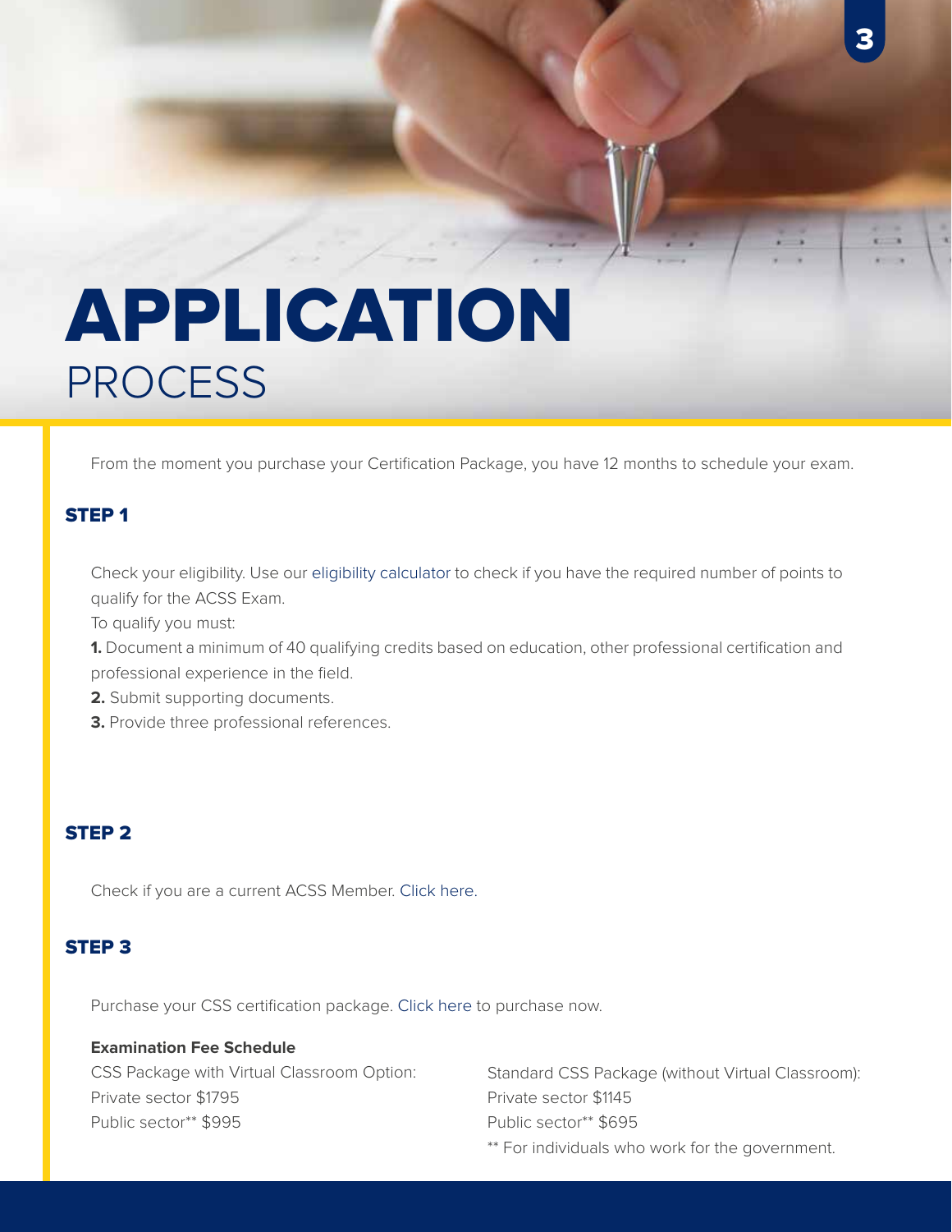# APPLICATION PROCESS

From the moment you purchase your Certification Package, you have 12 months to schedule your exam.

## STEP 1

Check your eligibility. Use our eligibility calculator to check if you have the required number of points to qualify for the ACSS Exam.

To qualify you must:

**1.** Document a minimum of 40 qualifying credits based on education, other professional certification and professional experience in the field.

**2.** Submit supporting documents.

**3.** Provide three professional references.

## STEP 2

Check if you are a current ACSS Member. Click here.

## STEP 3

Purchase your CSS certification package. Click here to purchase now.

**Examination Fee Schedule**

CSS Package with Virtual Classroom Option:
Private sector $1795
Public sector** $995

Standard CSS Package (without Virtual Classroom):
Private sector $1145
Public sector** $695

** For individuals who work for the government.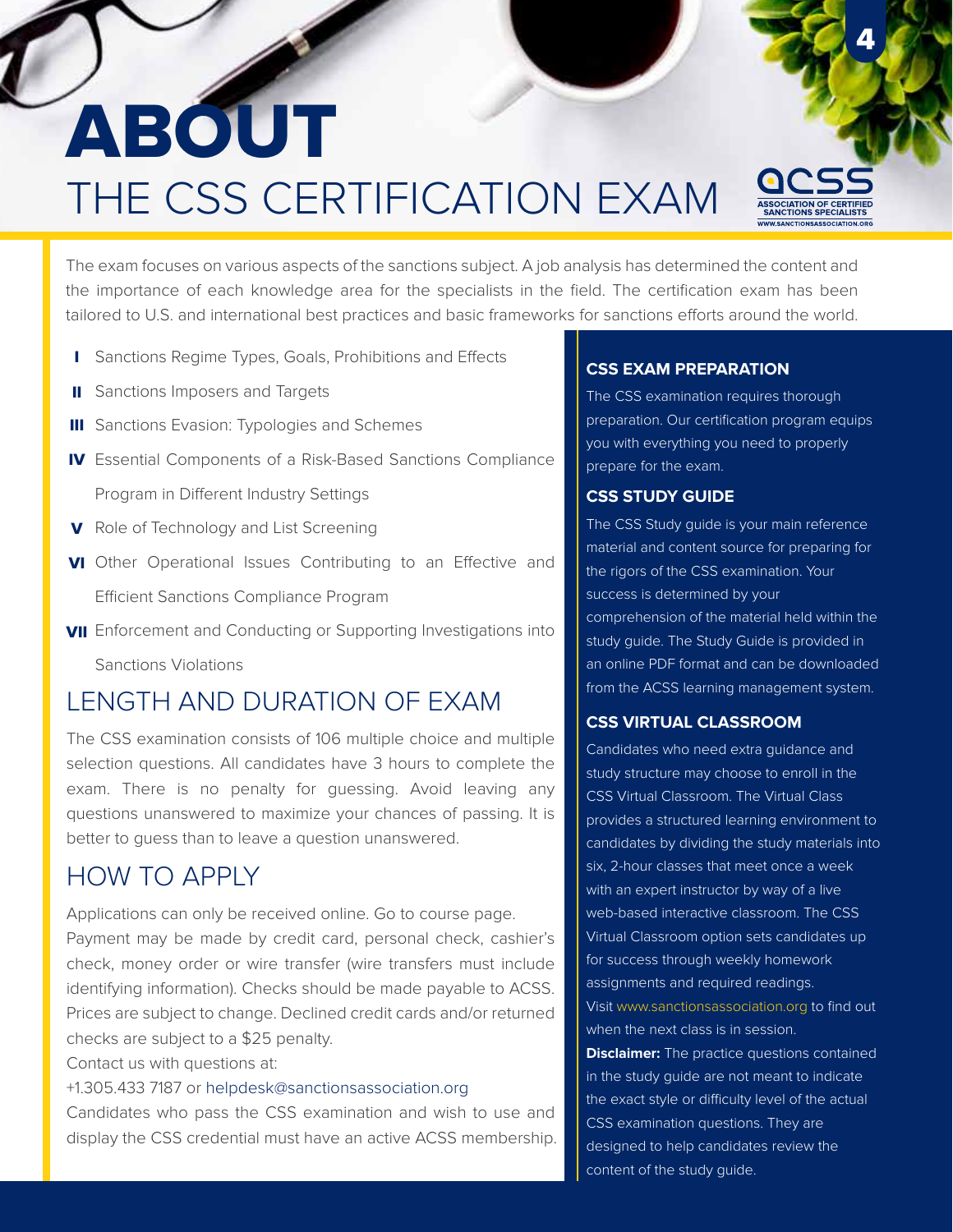# ABOUT
## THE CSS CERTIFICATION EXAM

The exam focuses on various aspects of the sanctions subject. A job analysis has determined the content and the importance of each knowledge area for the specialists in the field. The certification exam has been tailored to U.S. and international best practices and basic frameworks for sanctions efforts around the world.

- **I** Sanctions Regime Types, Goals, Prohibitions and Effects
- **II** Sanctions Imposers and Targets
- **III** Sanctions Evasion: Typologies and Schemes
- **IV** Essential Components of a Risk-Based Sanctions Compliance Program in Different Industry Settings
- **V** Role of Technology and List Screening
- **VI** Other Operational Issues Contributing to an Effective and Efficient Sanctions Compliance Program
- **VII** Enforcement and Conducting or Supporting Investigations into Sanctions Violations

## LENGTH AND DURATION OF EXAM

The CSS examination consists of 106 multiple choice and multiple selection questions. All candidates have 3 hours to complete the exam. There is no penalty for guessing. Avoid leaving any questions unanswered to maximize your chances of passing. It is better to guess than to leave a question unanswered.

## HOW TO APPLY

Applications can only be received online. Go to course page.
Payment may be made by credit card, personal check, cashier's check, money order or wire transfer (wire transfers must include identifying information). Checks should be made payable to ACSS. Prices are subject to change. Declined credit cards and/or returned checks are subject to a $25 penalty.
Contact us with questions at:
+1.305.433 7187 or helpdesk@sanctionsassociation.org
Candidates who pass the CSS examination and wish to use and display the CSS credential must have an active ACSS membership.

### CSS EXAM PREPARATION

The CSS examination requires thorough preparation. Our certification program equips you with everything you need to properly prepare for the exam.

### CSS STUDY GUIDE

The CSS Study guide is your main reference material and content source for preparing for the rigors of the CSS examination. Your success is determined by your comprehension of the material held within the study guide. The Study Guide is provided in an online PDF format and can be downloaded from the ACSS learning management system.

### CSS VIRTUAL CLASSROOM

Candidates who need extra guidance and study structure may choose to enroll in the CSS Virtual Classroom. The Virtual Class provides a structured learning environment to candidates by dividing the study materials into six, 2-hour classes that meet once a week with an expert instructor by way of a live web-based interactive classroom. The CSS Virtual Classroom option sets candidates up for success through weekly homework assignments and required readings.
Visit www.sanctionsassociation.org to find out when the next class is in session.

**Disclaimer:** The practice questions contained in the study guide are not meant to indicate the exact style or difficulty level of the actual CSS examination questions. They are designed to help candidates review the content of the study guide.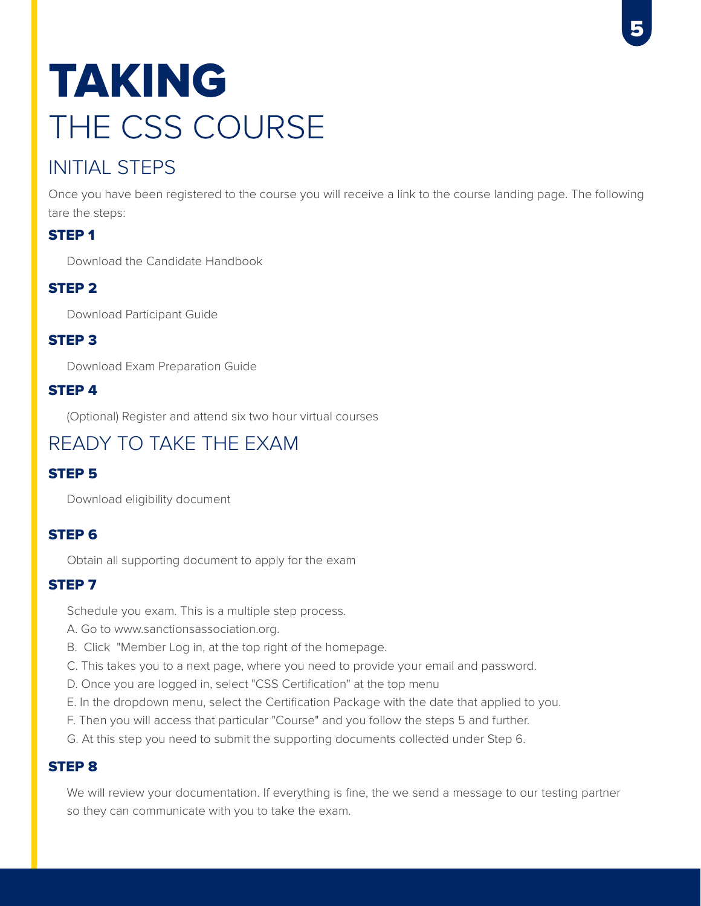# TAKING THE CSS COURSE

## INITIAL STEPS

Once you have been registered to the course you will receive a link to the course landing page. The following tare the steps:

### STEP 1

Download the Candidate Handbook

### STEP 2

Download Participant Guide

### STEP 3

Download Exam Preparation Guide

### STEP 4

(Optional) Register and attend six two hour virtual courses

## READY TO TAKE THE EXAM

### STEP 5

Download eligibility document

### STEP 6

Obtain all supporting document to apply for the exam

### STEP 7

Schedule you exam. This is a multiple step process.

A. Go to www.sanctionsassociation.org.

B. Click "Member Log in, at the top right of the homepage.

C. This takes you to a next page, where you need to provide your email and password.

D. Once you are logged in, select "CSS Certification" at the top menu

E. In the dropdown menu, select the Certification Package with the date that applied to you.

F. Then you will access that particular "Course" and you follow the steps 5 and further.

G. At this step you need to submit the supporting documents collected under Step 6.

### STEP 8

We will review your documentation. If everything is fine, the we send a message to our testing partner so they can communicate with you to take the exam.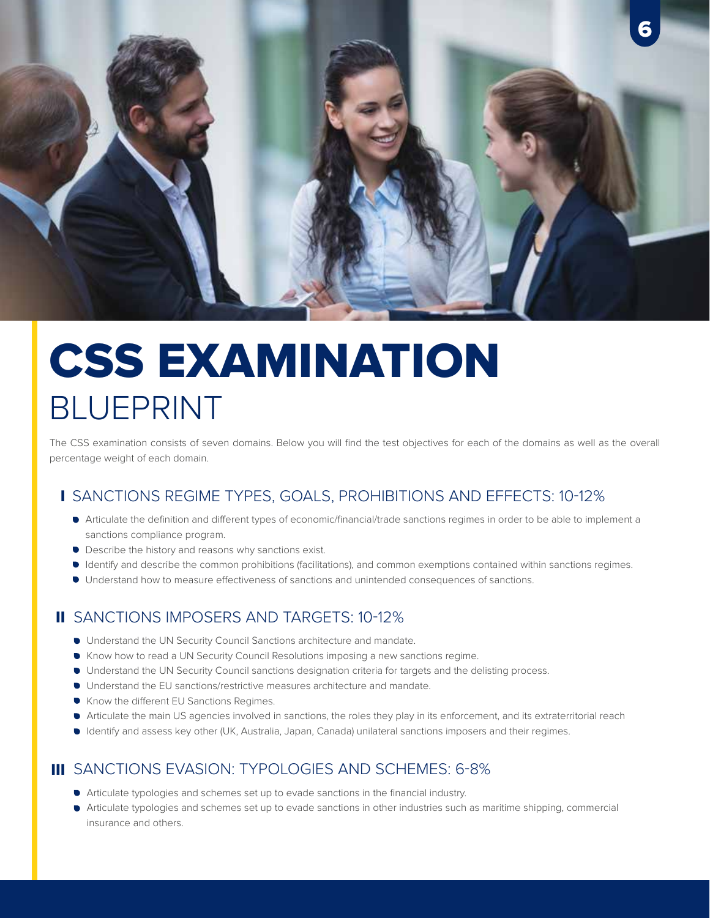# CSS EXAMINATION BLUEPRINT

The CSS examination consists of seven domains. Below you will find the test objectives for each of the domains as well as the overall percentage weight of each domain.

## I SANCTIONS REGIME TYPES, GOALS, PROHIBITIONS AND EFFECTS: 10-12%

- Articulate the definition and different types of economic/financial/trade sanctions regimes in order to be able to implement a sanctions compliance program.
- Describe the history and reasons why sanctions exist.
- Identify and describe the common prohibitions (facilitations), and common exemptions contained within sanctions regimes.
- Understand how to measure effectiveness of sanctions and unintended consequences of sanctions.

## II SANCTIONS IMPOSERS AND TARGETS: 10-12%

- Understand the UN Security Council Sanctions architecture and mandate.
- Know how to read a UN Security Council Resolutions imposing a new sanctions regime.
- Understand the UN Security Council sanctions designation criteria for targets and the delisting process.
- Understand the EU sanctions/restrictive measures architecture and mandate.
- Know the different EU Sanctions Regimes.
- Articulate the main US agencies involved in sanctions, the roles they play in its enforcement, and its extraterritorial reach
- Identify and assess key other (UK, Australia, Japan, Canada) unilateral sanctions imposers and their regimes.

## III SANCTIONS EVASION: TYPOLOGIES AND SCHEMES: 6-8%

- Articulate typologies and schemes set up to evade sanctions in the financial industry.
- Articulate typologies and schemes set up to evade sanctions in other industries such as maritime shipping, commercial insurance and others.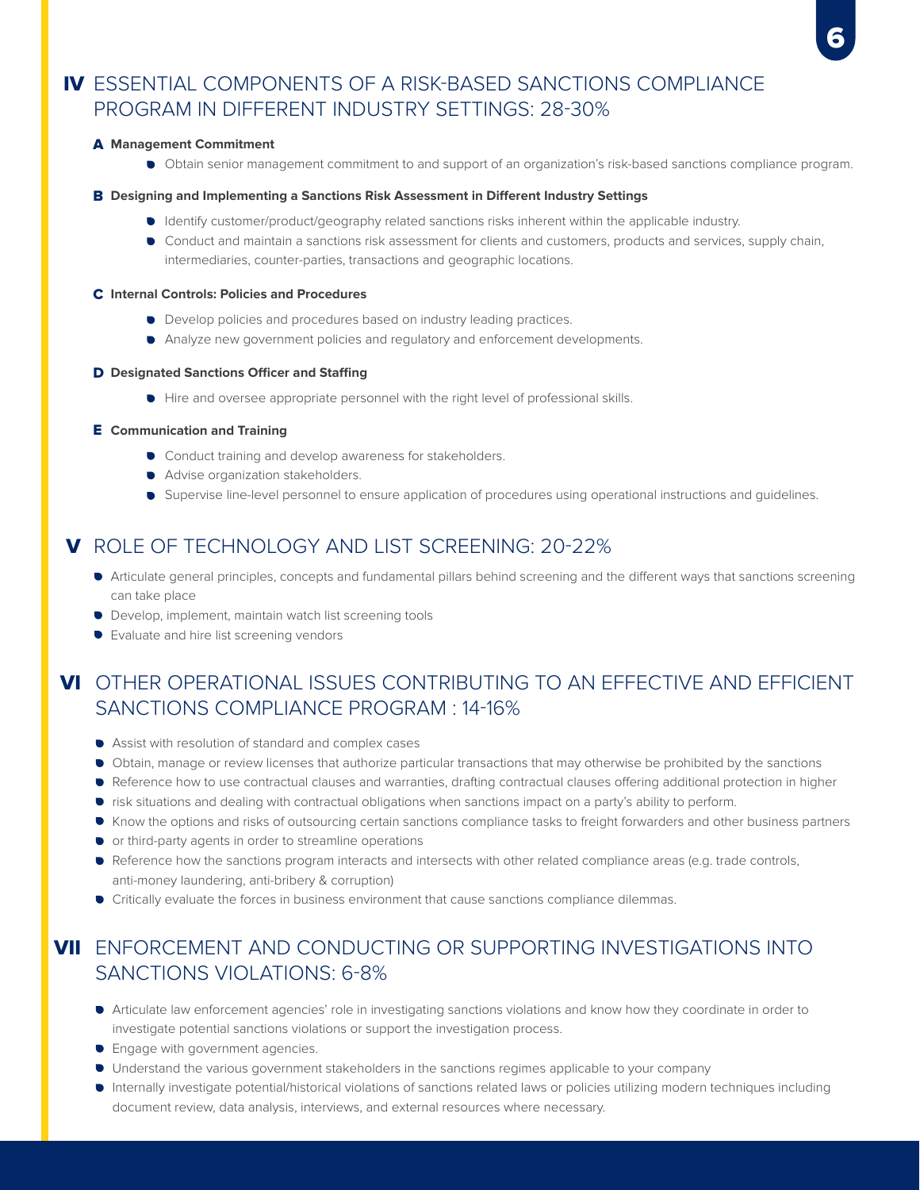## IV ESSENTIAL COMPONENTS OF A RISK-BASED SANCTIONS COMPLIANCE PROGRAM IN DIFFERENT INDUSTRY SETTINGS: 28-30%

### A Management Commitment

- Obtain senior management commitment to and support of an organization's risk-based sanctions compliance program.

### B Designing and Implementing a Sanctions Risk Assessment in Different Industry Settings

- Identify customer/product/geography related sanctions risks inherent within the applicable industry.
- Conduct and maintain a sanctions risk assessment for clients and customers, products and services, supply chain, intermediaries, counter-parties, transactions and geographic locations.

### C Internal Controls: Policies and Procedures

- Develop policies and procedures based on industry leading practices.
- Analyze new government policies and regulatory and enforcement developments.

### D Designated Sanctions Officer and Staffing

- Hire and oversee appropriate personnel with the right level of professional skills.

### E Communication and Training

- Conduct training and develop awareness for stakeholders.
- Advise organization stakeholders.
- Supervise line-level personnel to ensure application of procedures using operational instructions and guidelines.

## V ROLE OF TECHNOLOGY AND LIST SCREENING: 20-22%

- Articulate general principles, concepts and fundamental pillars behind screening and the different ways that sanctions screening can take place
- Develop, implement, maintain watch list screening tools
- Evaluate and hire list screening vendors

## VI OTHER OPERATIONAL ISSUES CONTRIBUTING TO AN EFFECTIVE AND EFFICIENT SANCTIONS COMPLIANCE PROGRAM : 14-16%

- Assist with resolution of standard and complex cases
- Obtain, manage or review licenses that authorize particular transactions that may otherwise be prohibited by the sanctions
- Reference how to use contractual clauses and warranties, drafting contractual clauses offering additional protection in higher
- risk situations and dealing with contractual obligations when sanctions impact on a party's ability to perform.
- Know the options and risks of outsourcing certain sanctions compliance tasks to freight forwarders and other business partners
- or third-party agents in order to streamline operations
- Reference how the sanctions program interacts and intersects with other related compliance areas (e.g. trade controls, anti-money laundering, anti-bribery & corruption)
- Critically evaluate the forces in business environment that cause sanctions compliance dilemmas.

## VII ENFORCEMENT AND CONDUCTING OR SUPPORTING INVESTIGATIONS INTO SANCTIONS VIOLATIONS: 6-8%

- Articulate law enforcement agencies' role in investigating sanctions violations and know how they coordinate in order to investigate potential sanctions violations or support the investigation process.
- Engage with government agencies.
- Understand the various government stakeholders in the sanctions regimes applicable to your company
- Internally investigate potential/historical violations of sanctions related laws or policies utilizing modern techniques including document review, data analysis, interviews, and external resources where necessary.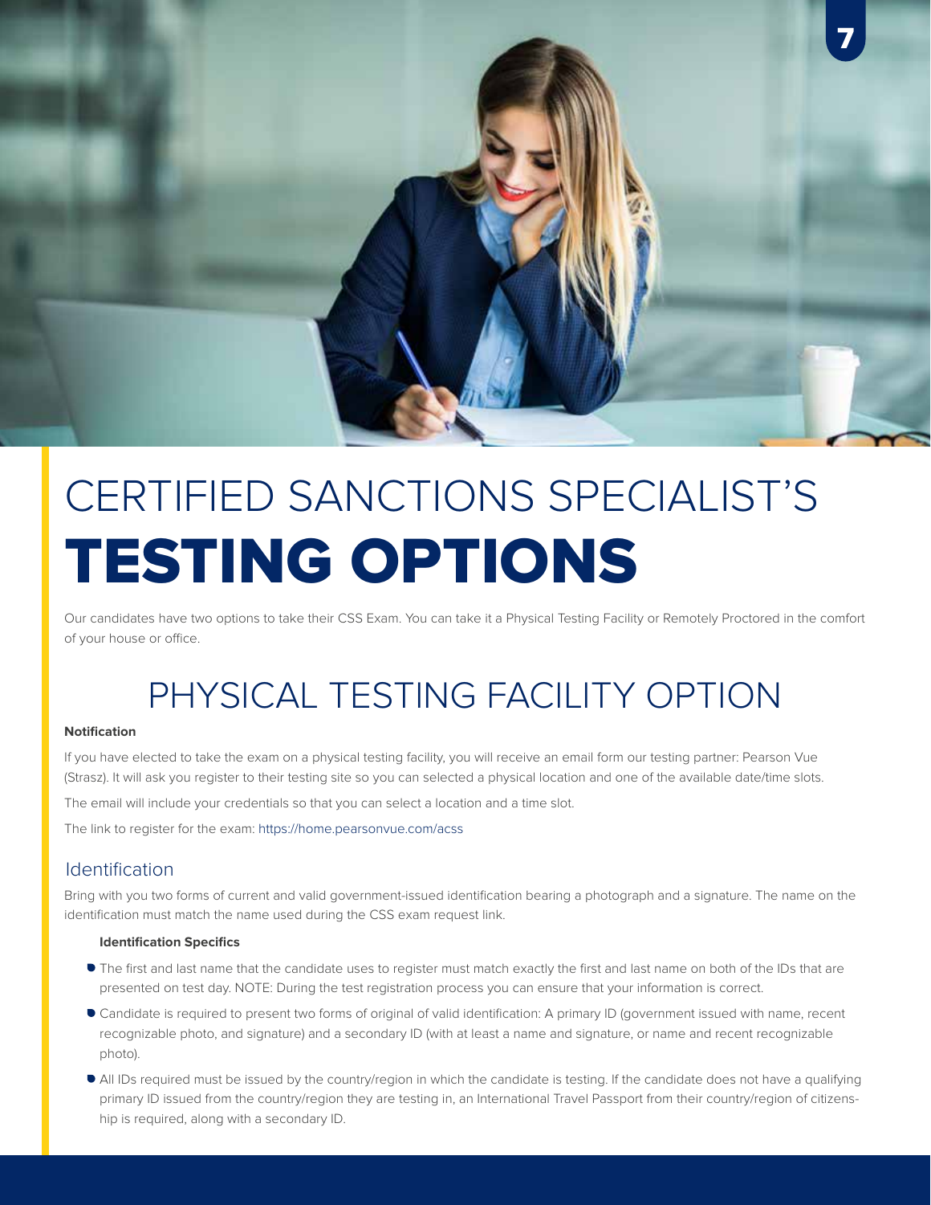# CERTIFIED SANCTIONS SPECIALIST'S TESTING OPTIONS

Our candidates have two options to take their CSS Exam. You can take it a Physical Testing Facility or Remotely Proctored in the comfort of your house or office.

## PHYSICAL TESTING FACILITY OPTION

**Notification**

If you have elected to take the exam on a physical testing facility, you will receive an email form our testing partner: Pearson Vue (Strasz). It will ask you register to their testing site so you can selected a physical location and one of the available date/time slots.

The email will include your credentials so that you can select a location and a time slot.

The link to register for the exam: https://home.pearsonvue.com/acss

### Identification

Bring with you two forms of current and valid government-issued identification bearing a photograph and a signature. The name on the identification must match the name used during the CSS exam request link.

**Identification Specifics**

- The first and last name that the candidate uses to register must match exactly the first and last name on both of the IDs that are presented on test day. NOTE: During the test registration process you can ensure that your information is correct.
- Candidate is required to present two forms of original of valid identification: A primary ID (government issued with name, recent recognizable photo, and signature) and a secondary ID (with at least a name and signature, or name and recent recognizable photo).
- All IDs required must be issued by the country/region in which the candidate is testing. If the candidate does not have a qualifying primary ID issued from the country/region they are testing in, an International Travel Passport from their country/region of citizenship is required, along with a secondary ID.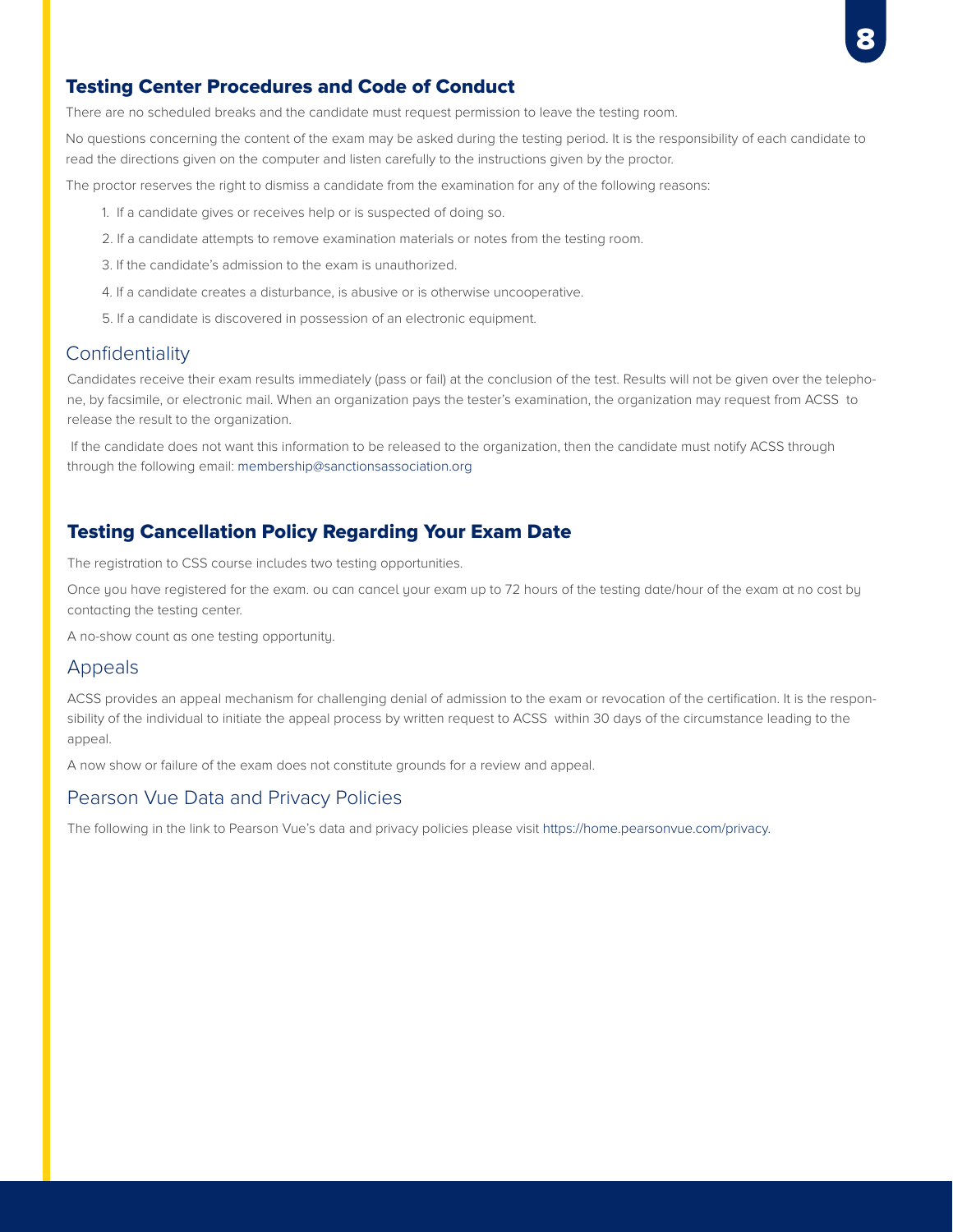## Testing Center Procedures and Code of Conduct

There are no scheduled breaks and the candidate must request permission to leave the testing room.

No questions concerning the content of the exam may be asked during the testing period. It is the responsibility of each candidate to read the directions given on the computer and listen carefully to the instructions given by the proctor.

The proctor reserves the right to dismiss a candidate from the examination for any of the following reasons:

1. If a candidate gives or receives help or is suspected of doing so.
2. If a candidate attempts to remove examination materials or notes from the testing room.
3. If the candidate's admission to the exam is unauthorized.
4. If a candidate creates a disturbance, is abusive or is otherwise uncooperative.
5. If a candidate is discovered in possession of an electronic equipment.

### Confidentiality

Candidates receive their exam results immediately (pass or fail) at the conclusion of the test. Results will not be given over the telephone, by facsimile, or electronic mail. When an organization pays the tester's examination, the organization may request from ACSS to release the result to the organization.

If the candidate does not want this information to be released to the organization, then the candidate must notify ACSS through through the following email: membership@sanctionsassociation.org

## Testing Cancellation Policy Regarding Your Exam Date

The registration to CSS course includes two testing opportunities.

Once you have registered for the exam. ou can cancel your exam up to 72 hours of the testing date/hour of the exam at no cost by contacting the testing center.

A no-show count as one testing opportunity.

### Appeals

ACSS provides an appeal mechanism for challenging denial of admission to the exam or revocation of the certification. It is the responsibility of the individual to initiate the appeal process by written request to ACSS within 30 days of the circumstance leading to the appeal.

A now show or failure of the exam does not constitute grounds for a review and appeal.

### Pearson Vue Data and Privacy Policies

The following in the link to Pearson Vue's data and privacy policies please visit https://home.pearsonvue.com/privacy.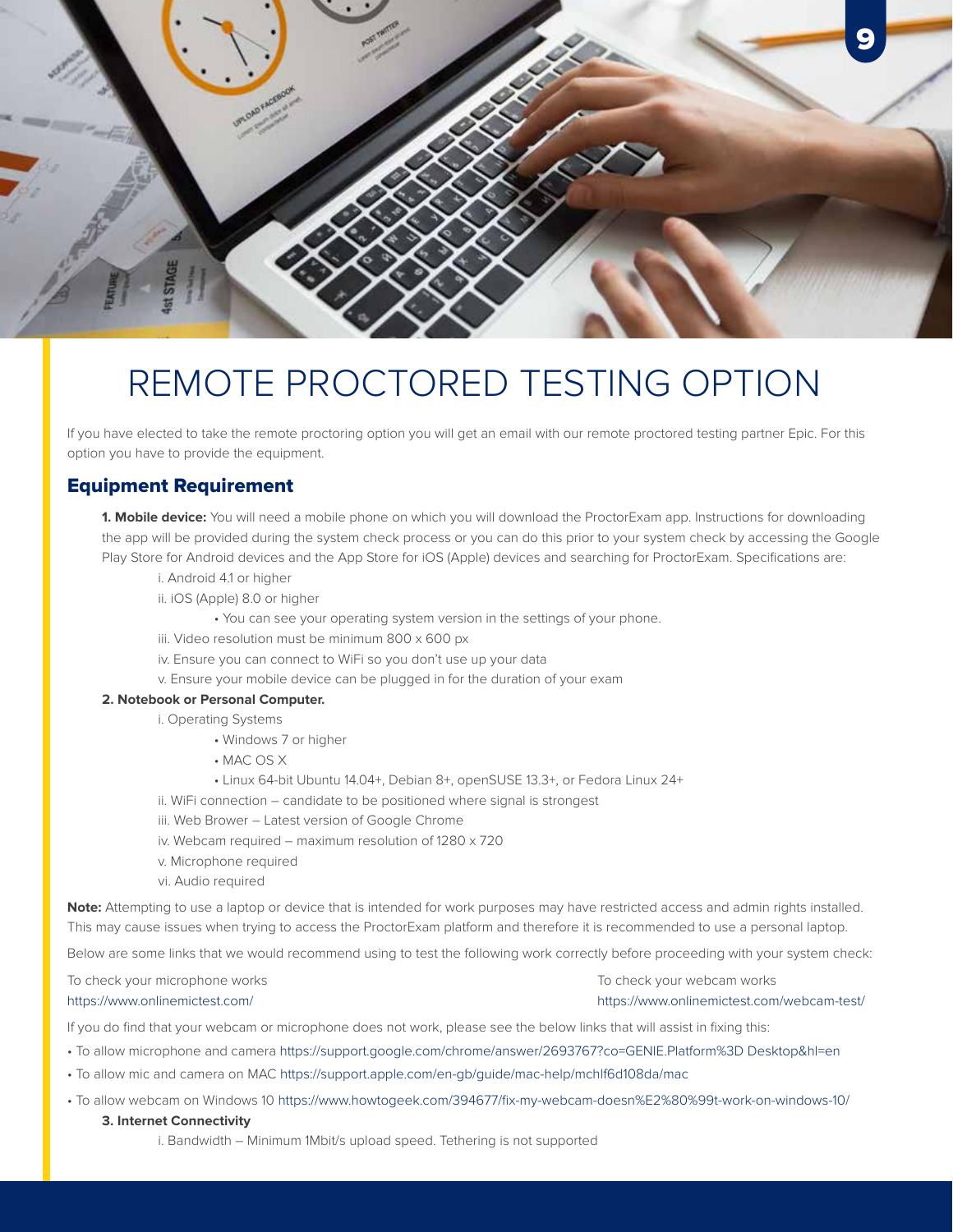# REMOTE PROCTORED TESTING OPTION

If you have elected to take the remote proctoring option you will get an email with our remote proctored testing partner Epic. For this option you have to provide the equipment.

## Equipment Requirement

**1. Mobile device:** You will need a mobile phone on which you will download the ProctorExam app. Instructions for downloading the app will be provided during the system check process or you can do this prior to your system check by accessing the Google Play Store for Android devices and the App Store for iOS (Apple) devices and searching for ProctorExam. Specifications are:

- i. Android 4.1 or higher
- ii. iOS (Apple) 8.0 or higher
  - You can see your operating system version in the settings of your phone.
- iii. Video resolution must be minimum 800 x 600 px
- iv. Ensure you can connect to WiFi so you don't use up your data
- v. Ensure your mobile device can be plugged in for the duration of your exam

**2. Notebook or Personal Computer.**

- i. Operating Systems
  - Windows 7 or higher
  - MAC OS X
  - Linux 64-bit Ubuntu 14.04+, Debian 8+, openSUSE 13.3+, or Fedora Linux 24+
- ii. WiFi connection – candidate to be positioned where signal is strongest
- iii. Web Brower – Latest version of Google Chrome
- iv. Webcam required – maximum resolution of 1280 x 720
- v. Microphone required
- vi. Audio required

**Note:** Attempting to use a laptop or device that is intended for work purposes may have restricted access and admin rights installed. This may cause issues when trying to access the ProctorExam platform and therefore it is recommended to use a personal laptop.

Below are some links that we would recommend using to test the following work correctly before proceeding with your system check:

To check your microphone works
https://www.onlinemictest.com/

To check your webcam works
https://www.onlinemictest.com/webcam-test/

If you do find that your webcam or microphone does not work, please see the below links that will assist in fixing this:

- To allow microphone and camera https://support.google.com/chrome/answer/2693767?co=GENIE.Platform%3D Desktop&hl=en
- To allow mic and camera on MAC https://support.apple.com/en-gb/guide/mac-help/mchlf6d108da/mac
- To allow webcam on Windows 10 https://www.howtogeek.com/394677/fix-my-webcam-doesn%E2%80%99t-work-on-windows-10/

**3. Internet Connectivity**

- i. Bandwidth – Minimum 1Mbit/s upload speed. Tethering is not supported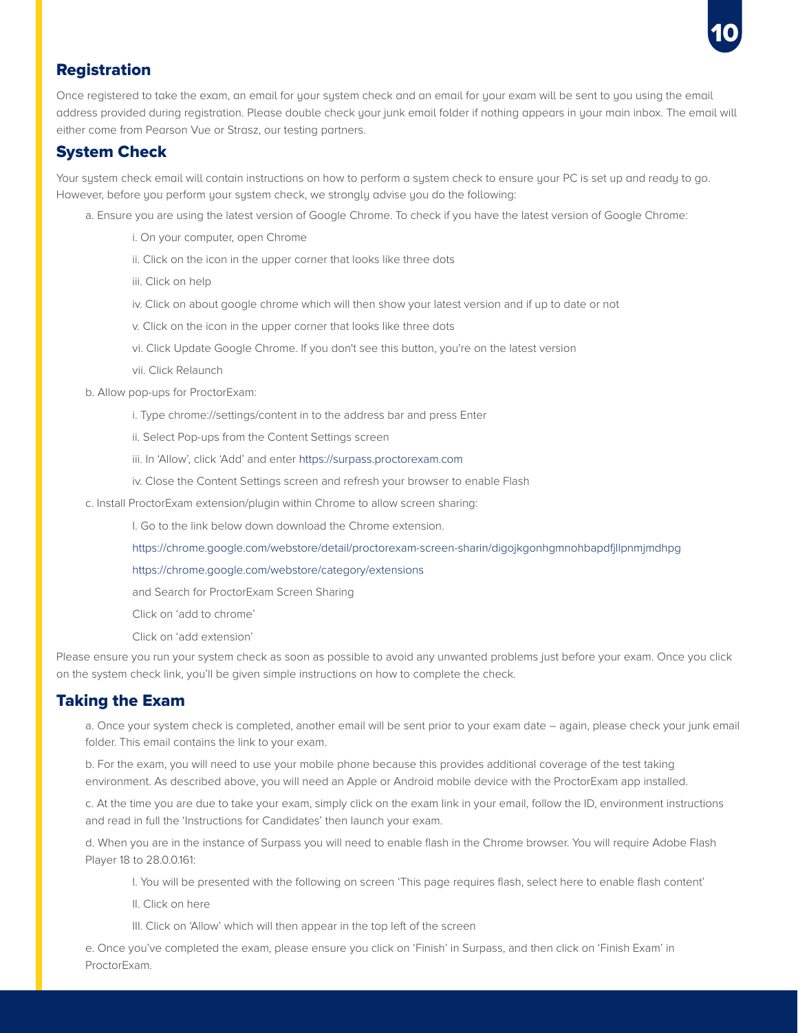## Registration

Once registered to take the exam, an email for your system check and an email for your exam will be sent to you using the email address provided during registration. Please double check your junk email folder if nothing appears in your main inbox. The email will either come from Pearson Vue or Strasz, our testing partners.

## System Check

Your system check email will contain instructions on how to perform a system check to ensure your PC is set up and ready to go. However, before you perform your system check, we strongly advise you do the following:

a. Ensure you are using the latest version of Google Chrome. To check if you have the latest version of Google Chrome:

   i. On your computer, open Chrome

   ii. Click on the icon in the upper corner that looks like three dots

   iii. Click on help

   iv. Click on about google chrome which will then show your latest version and if up to date or not

   v. Click on the icon in the upper corner that looks like three dots

   vi. Click Update Google Chrome. If you don't see this button, you're on the latest version

   vii. Click Relaunch

b. Allow pop-ups for ProctorExam:

   i. Type chrome://settings/content in to the address bar and press Enter

   ii. Select Pop-ups from the Content Settings screen

   iii. In 'Allow', click 'Add' and enter https://surpass.proctorexam.com

   iv. Close the Content Settings screen and refresh your browser to enable Flash

c. Install ProctorExam extension/plugin within Chrome to allow screen sharing:

   I. Go to the link below down download the Chrome extension.

   https://chrome.google.com/webstore/detail/proctorexam-screen-sharin/digojkgonhgmnohbapdfjllpnmjmdhpg

   https://chrome.google.com/webstore/category/extensions

   and Search for ProctorExam Screen Sharing

   Click on 'add to chrome'

   Click on 'add extension'

Please ensure you run your system check as soon as possible to avoid any unwanted problems just before your exam. Once you click on the system check link, you'll be given simple instructions on how to complete the check.

## Taking the Exam

a. Once your system check is completed, another email will be sent prior to your exam date – again, please check your junk email folder. This email contains the link to your exam.

b. For the exam, you will need to use your mobile phone because this provides additional coverage of the test taking environment. As described above, you will need an Apple or Android mobile device with the ProctorExam app installed.

c. At the time you are due to take your exam, simply click on the exam link in your email, follow the ID, environment instructions and read in full the 'Instructions for Candidates' then launch your exam.

d. When you are in the instance of Surpass you will need to enable flash in the Chrome browser. You will require Adobe Flash Player 18 to 28.0.0.161:

   I. You will be presented with the following on screen 'This page requires flash, select here to enable flash content'

   II. Click on here

   III. Click on 'Allow' which will then appear in the top left of the screen

e. Once you've completed the exam, please ensure you click on 'Finish' in Surpass, and then click on 'Finish Exam' in ProctorExam.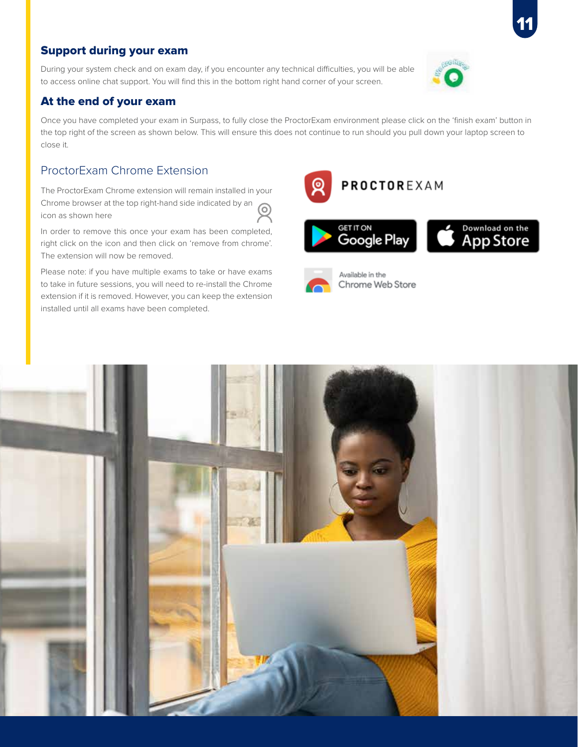### Support during your exam

During your system check and on exam day, if you encounter any technical difficulties, you will be able to access online chat support. You will find this in the bottom right hand corner of your screen.

### At the end of your exam

Once you have completed your exam in Surpass, to fully close the ProctorExam environment please click on the 'finish exam' button in the top right of the screen as shown below. This will ensure this does not continue to run should you pull down your laptop screen to close it.

## ProctorExam Chrome Extension

The ProctorExam Chrome extension will remain installed in your Chrome browser at the top right-hand side indicated by an icon as shown here

In order to remove this once your exam has been completed, right click on the icon and then click on 'remove from chrome'. The extension will now be removed.

Please note: if you have multiple exams to take or have exams to take in future sessions, you will need to re-install the Chrome extension if it is removed. However, you can keep the extension installed until all exams have been completed.

PROCTOREXAM

GET IT ON Google Play

Download on the App Store

Available in the Chrome Web Store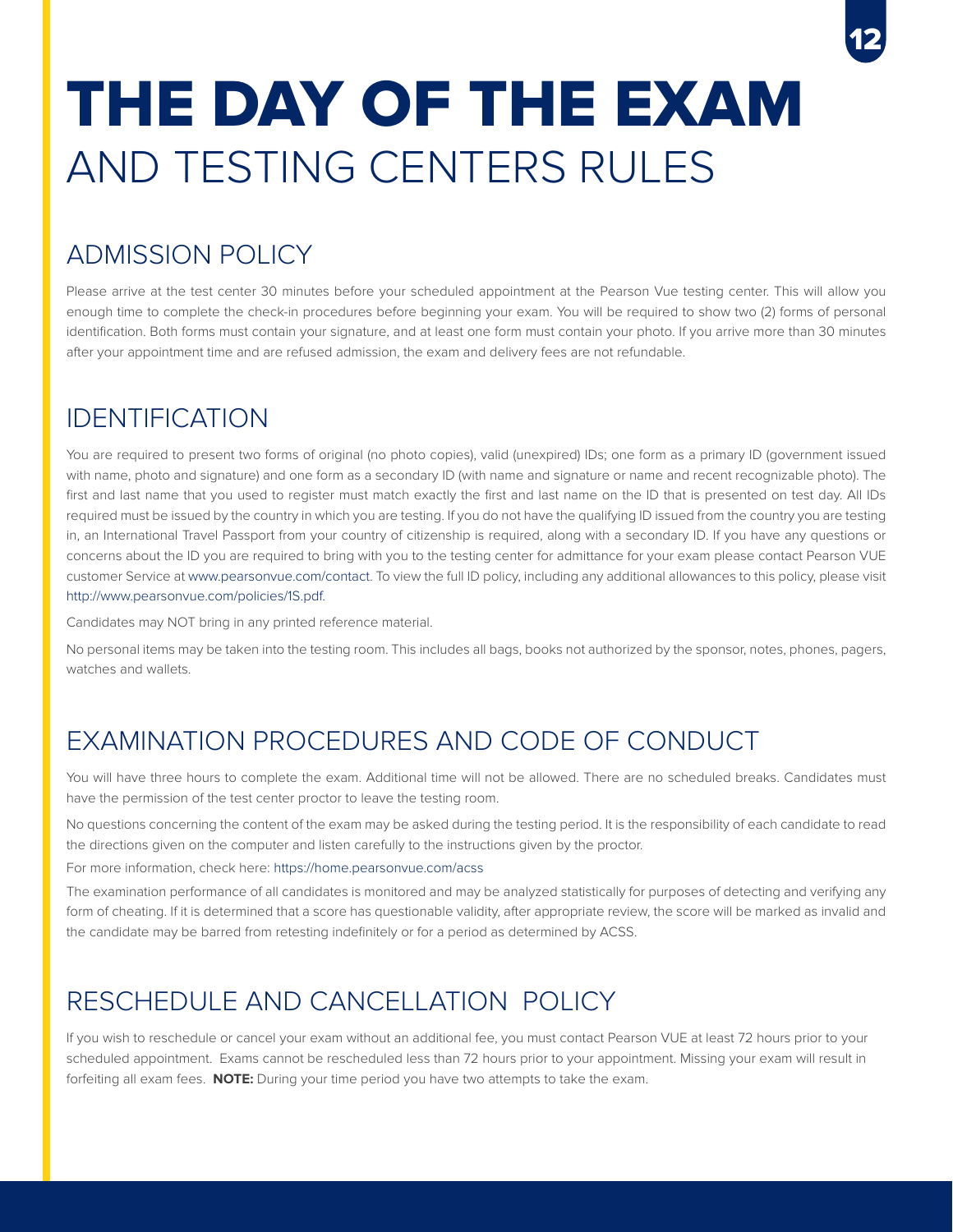# THE DAY OF THE EXAM
## AND TESTING CENTERS RULES

## ADMISSION POLICY

Please arrive at the test center 30 minutes before your scheduled appointment at the Pearson Vue testing center. This will allow you enough time to complete the check-in procedures before beginning your exam. You will be required to show two (2) forms of personal identification. Both forms must contain your signature, and at least one form must contain your photo. If you arrive more than 30 minutes after your appointment time and are refused admission, the exam and delivery fees are not refundable.

## IDENTIFICATION

You are required to present two forms of original (no photo copies), valid (unexpired) IDs; one form as a primary ID (government issued with name, photo and signature) and one form as a secondary ID (with name and signature or name and recent recognizable photo). The first and last name that you used to register must match exactly the first and last name on the ID that is presented on test day. All IDs required must be issued by the country in which you are testing. If you do not have the qualifying ID issued from the country you are testing in, an International Travel Passport from your country of citizenship is required, along with a secondary ID. If you have any questions or concerns about the ID you are required to bring with you to the testing center for admittance for your exam please contact Pearson VUE customer Service at www.pearsonvue.com/contact. To view the full ID policy, including any additional allowances to this policy, please visit http://www.pearsonvue.com/policies/1S.pdf.

Candidates may NOT bring in any printed reference material.

No personal items may be taken into the testing room. This includes all bags, books not authorized by the sponsor, notes, phones, pagers, watches and wallets.

## EXAMINATION PROCEDURES AND CODE OF CONDUCT

You will have three hours to complete the exam. Additional time will not be allowed. There are no scheduled breaks. Candidates must have the permission of the test center proctor to leave the testing room.

No questions concerning the content of the exam may be asked during the testing period. It is the responsibility of each candidate to read the directions given on the computer and listen carefully to the instructions given by the proctor.

For more information, check here: https://home.pearsonvue.com/acss

The examination performance of all candidates is monitored and may be analyzed statistically for purposes of detecting and verifying any form of cheating. If it is determined that a score has questionable validity, after appropriate review, the score will be marked as invalid and the candidate may be barred from retesting indefinitely or for a period as determined by ACSS.

## RESCHEDULE AND CANCELLATION POLICY

If you wish to reschedule or cancel your exam without an additional fee, you must contact Pearson VUE at least 72 hours prior to your scheduled appointment. Exams cannot be rescheduled less than 72 hours prior to your appointment. Missing your exam will result in forfeiting all exam fees. **NOTE:** During your time period you have two attempts to take the exam.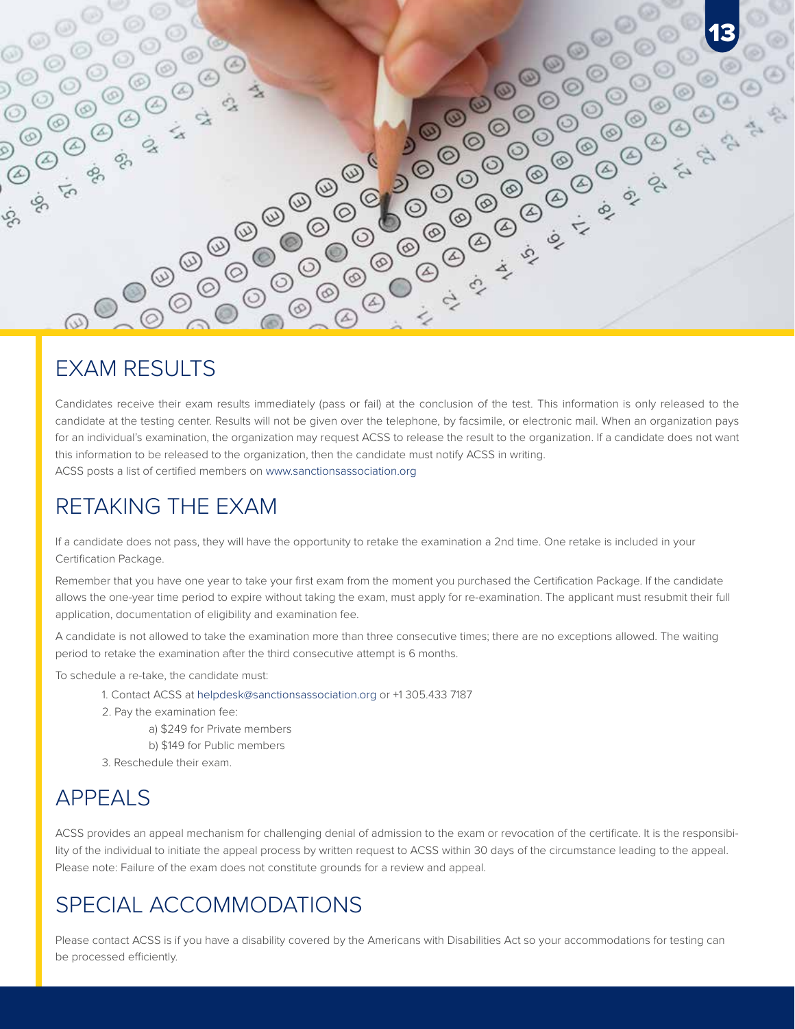## EXAM RESULTS

Candidates receive their exam results immediately (pass or fail) at the conclusion of the test. This information is only released to the candidate at the testing center. Results will not be given over the telephone, by facsimile, or electronic mail. When an organization pays for an individual's examination, the organization may request ACSS to release the result to the organization. If a candidate does not want this information to be released to the organization, then the candidate must notify ACSS in writing.

ACSS posts a list of certified members on www.sanctionsassociation.org

## RETAKING THE EXAM

If a candidate does not pass, they will have the opportunity to retake the examination a 2nd time. One retake is included in your Certification Package.

Remember that you have one year to take your first exam from the moment you purchased the Certification Package. If the candidate allows the one-year time period to expire without taking the exam, must apply for re-examination. The applicant must resubmit their full application, documentation of eligibility and examination fee.

A candidate is not allowed to take the examination more than three consecutive times; there are no exceptions allowed. The waiting period to retake the examination after the third consecutive attempt is 6 months.

To schedule a re-take, the candidate must:

1. Contact ACSS at helpdesk@sanctionsassociation.org or +1 305.433 7187
2. Pay the examination fee:
   a) $249 for Private members
   b) $149 for Public members
3. Reschedule their exam.

## APPEALS

ACSS provides an appeal mechanism for challenging denial of admission to the exam or revocation of the certificate. It is the responsibility of the individual to initiate the appeal process by written request to ACSS within 30 days of the circumstance leading to the appeal. Please note: Failure of the exam does not constitute grounds for a review and appeal.

## SPECIAL ACCOMMODATIONS

Please contact ACSS is if you have a disability covered by the Americans with Disabilities Act so your accommodations for testing can be processed efficiently.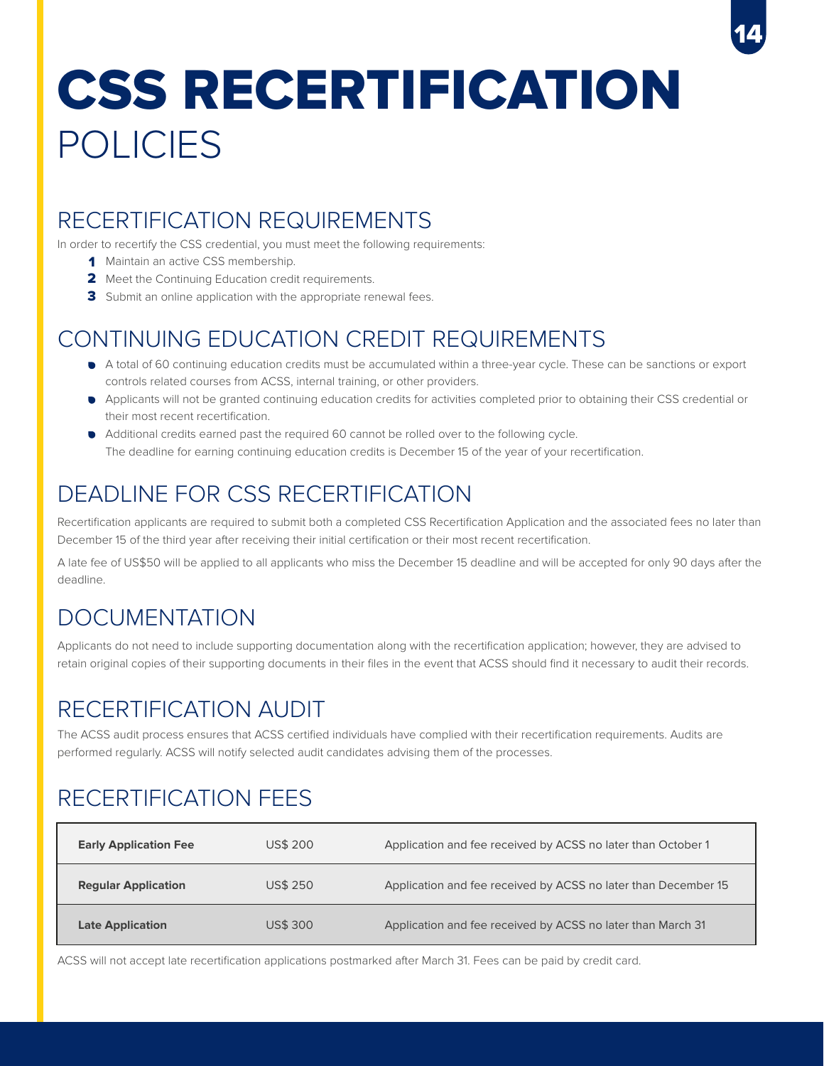# CSS RECERTIFICATION POLICIES

## RECERTIFICATION REQUIREMENTS

In order to recertify the CSS credential, you must meet the following requirements:

1. Maintain an active CSS membership.
2. Meet the Continuing Education credit requirements.
3. Submit an online application with the appropriate renewal fees.

## CONTINUING EDUCATION CREDIT REQUIREMENTS

- A total of 60 continuing education credits must be accumulated within a three-year cycle. These can be sanctions or export controls related courses from ACSS, internal training, or other providers.
- Applicants will not be granted continuing education credits for activities completed prior to obtaining their CSS credential or their most recent recertification.
- Additional credits earned past the required 60 cannot be rolled over to the following cycle.
  The deadline for earning continuing education credits is December 15 of the year of your recertification.

## DEADLINE FOR CSS RECERTIFICATION

Recertification applicants are required to submit both a completed CSS Recertification Application and the associated fees no later than December 15 of the third year after receiving their initial certification or their most recent recertification.

A late fee of US$50 will be applied to all applicants who miss the December 15 deadline and will be accepted for only 90 days after the deadline.

## DOCUMENTATION

Applicants do not need to include supporting documentation along with the recertification application; however, they are advised to retain original copies of their supporting documents in their files in the event that ACSS should find it necessary to audit their records.

## RECERTIFICATION AUDIT

The ACSS audit process ensures that ACSS certified individuals have complied with their recertification requirements. Audits are performed regularly. ACSS will notify selected audit candidates advising them of the processes.

## RECERTIFICATION FEES

| | | |
|---|---|---|
| **Early Application Fee** | US$ 200 | Application and fee received by ACSS no later than October 1 |
| **Regular Application** | US$ 250 | Application and fee received by ACSS no later than December 15 |
| **Late Application** | US$ 300 | Application and fee received by ACSS no later than March 31 |

ACSS will not accept late recertification applications postmarked after March 31. Fees can be paid by credit card.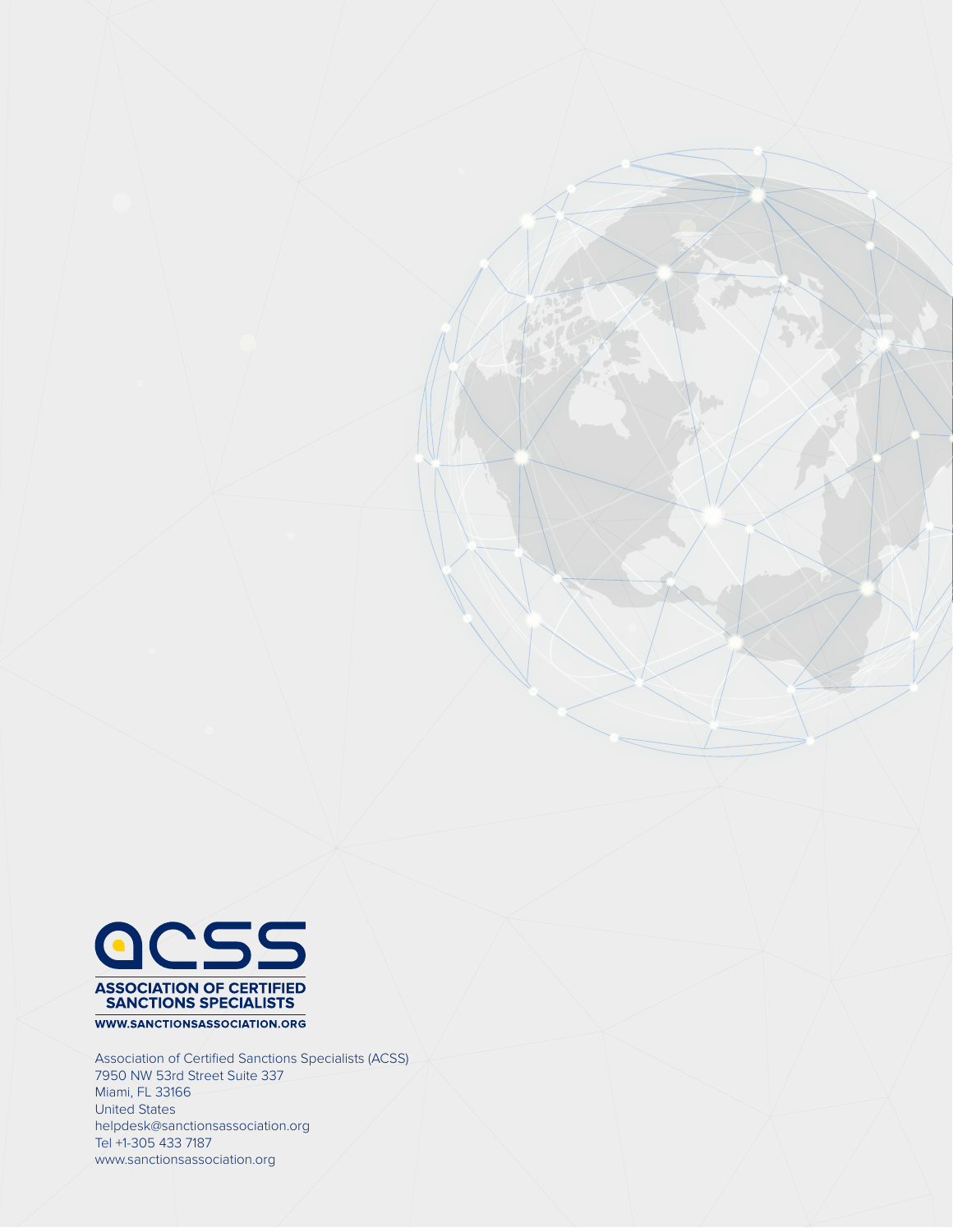**ASSOCIATION OF CERTIFIED SANCTIONS SPECIALISTS**

**WWW.SANCTIONSASSOCIATION.ORG**

Association of Certified Sanctions Specialists (ACSS)
7950 NW 53rd Street Suite 337
Miami, FL 33166
United States
helpdesk@sanctionsassociation.org
Tel +1-305 433 7187
www.sanctionsassociation.org